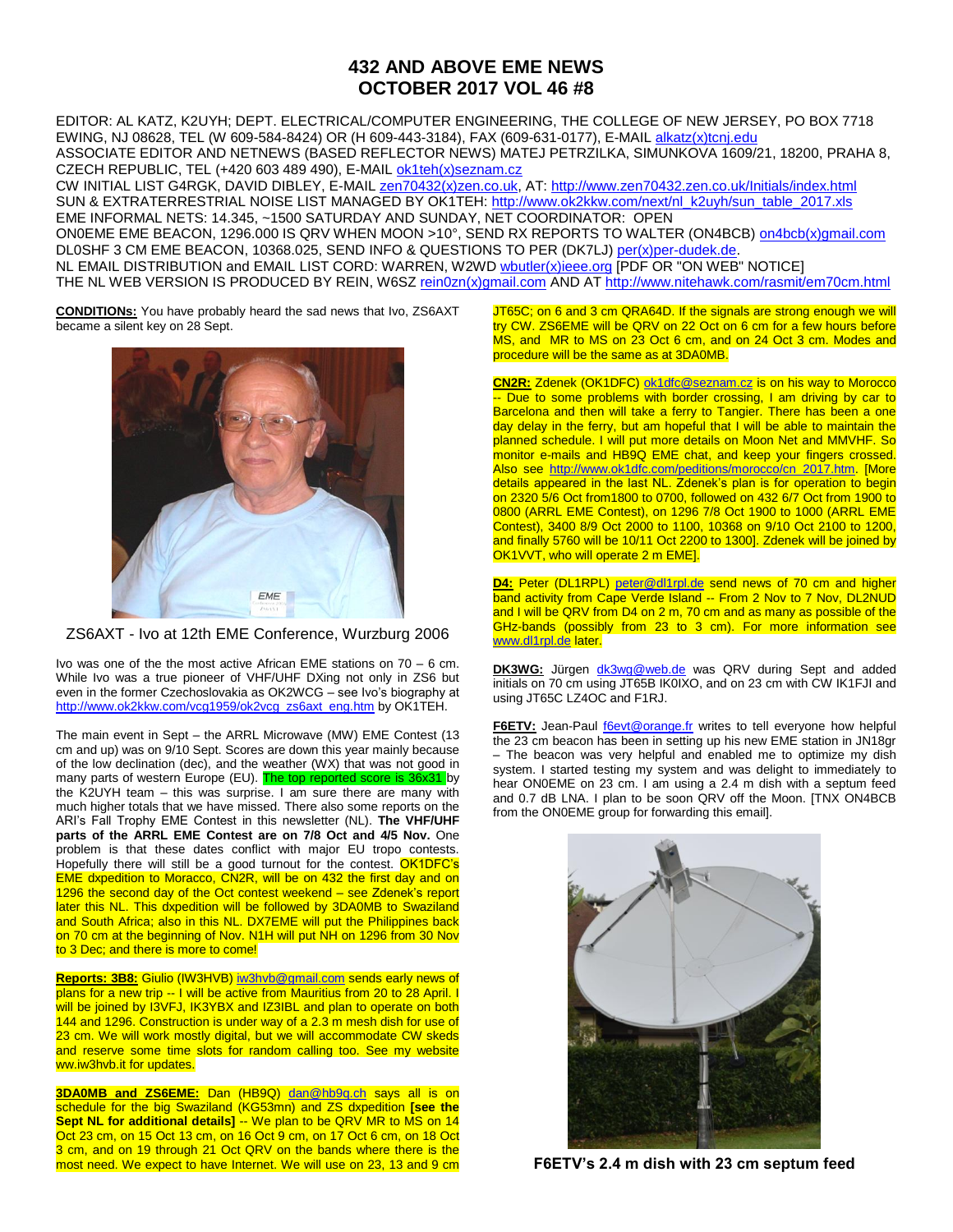# 432 AND ABOVE EME NEWS
# OCTOBER 2017 VOL 46 #8

EDITOR: AL KATZ, K2UYH; DEPT. ELECTRICAL/COMPUTER ENGINEERING, THE COLLEGE OF NEW JERSEY, PO BOX 7718 EWING, NJ 08628, TEL (W 609-584-8424) OR (H 609-443-3184), FAX (609-631-0177), E-MAIL alkatz(x)tcnj.edu
ASSOCIATE EDITOR AND NETNEWS (BASED REFLECTOR NEWS) MATEJ PETRZILKA, SIMUNKOVA 1609/21, 18200, PRAHA 8, CZECH REPUBLIC, TEL (+420 603 489 490), E-MAIL ok1teh(x)seznam.cz
CW INITIAL LIST G4RGK, DAVID DIBLEY, E-MAIL zen70432(x)zen.co.uk, AT: http://www.zen70432.zen.co.uk/Initials/index.html
SUN & EXTRATERRESTRIAL NOISE LIST MANAGED BY OK1TEH: http://www.ok2kkw.com/next/nl_k2uyh/sun_table_2017.xls
EME INFORMAL NETS: 14.345, ~1500 SATURDAY AND SUNDAY, NET COORDINATOR: OPEN
ON0EME EME BEACON, 1296.000 IS QRV WHEN MOON >10°, SEND RX REPORTS TO WALTER (ON4BCB) on4bcb(x)gmail.com
DL0SHF 3 CM EME BEACON, 10368.025, SEND INFO & QUESTIONS TO PER (DK7LJ) per(x)per-dudek.de.
NL EMAIL DISTRIBUTION and EMAIL LIST CORD: WARREN, W2WD wbutler(x)ieee.org [PDF OR "ON WEB" NOTICE]
THE NL WEB VERSION IS PRODUCED BY REIN, W6SZ rein0zn(x)gmail.com AND AT http://www.nitehawk.com/rasmit/em70cm.html

**CONDITIONS:** You have probably heard the sad news that Ivo, ZS6AXT became a silent key on 28 Sept.

ZS6AXT - Ivo at 12th EME Conference, Wurzburg 2006

Ivo was one of the the most active African EME stations on 70 – 6 cm. While Ivo was a true pioneer of VHF/UHF DXing not only in ZS6 but even in the former Czechoslovakia as OK2WCG – see Ivo's biography at http://www.ok2kkw.com/vcg1959/ok2vcg_zs6axt_eng.htm by OK1TEH.

The main event in Sept – the ARRL Microwave (MW) EME Contest (13 cm and up) was on 9/10 Sept. Scores are down this year mainly because of the low declination (dec), and the weather (WX) that was not good in many parts of western Europe (EU). The top reported score is 36x31 by the K2UYH team – this was surprise. I am sure there are many with much higher totals that we have missed. There also some reports on the ARI's Fall Trophy EME Contest in this newsletter (NL). **The VHF/UHF parts of the ARRL EME Contest are on 7/8 Oct and 4/5 Nov.** One problem is that these dates conflict with major EU tropo contests. Hopefully there will still be a good turnout for the contest. OK1DFC's EME dxpedition to Moracco, CN2R, will be on 432 the first day and on 1296 the second day of the Oct contest weekend – see Zdenek's report later this NL. This dxpedition will be followed by 3DA0MB to Swaziland and South Africa; also in this NL. DX7EME will put the Philippines back on 70 cm at the beginning of Nov. N1H will put NH on 1296 from 30 Nov to 3 Dec; and there is more to come!

**Reports: 3B8:** Giulio (IW3HVB) iw3hvb@gmail.com sends early news of plans for a new trip -- I will be active from Mauritius from 20 to 28 April. I will be joined by I3VFJ, IK3YBX and IZ3IBL and plan to operate on both 144 and 1296. Construction is under way of a 2.3 m mesh dish for use of 23 cm. We will work mostly digital, but we will accommodate CW skeds and reserve some time slots for random calling too. See my website ww.iw3hvb.it for updates.

**3DA0MB and ZS6EME:** Dan (HB9Q) dan@hb9q.ch says all is on schedule for the big Swaziland (KG53mn) and ZS dxpedition **[see the Sept NL for additional details]** -- We plan to be QRV MR to MS on 14 Oct 23 cm, on 15 Oct 13 cm, on 16 Oct 9 cm, on 17 Oct 6 cm, on 18 Oct 3 cm, and on 19 through 21 Oct QRV on the bands where there is the most need. We expect to have Internet. We will use on 23, 13 and 9 cm JT65C; on 6 and 3 cm QRA64D. If the signals are strong enough we will try CW. ZS6EME will be QRV on 22 Oct on 6 cm for a few hours before MS, and MR to MS on 23 Oct 6 cm, and on 24 Oct 3 cm. Modes and procedure will be the same as at 3DA0MB.

**CN2R:** Zdenek (OK1DFC) ok1dfc@seznam.cz is on his way to Morocco -- Due to some problems with border crossing, I am driving by car to Barcelona and then will take a ferry to Tangier. There has been a one day delay in the ferry, but am hopeful that I will be able to maintain the planned schedule. I will put more details on Moon Net and MMVHF. So monitor e-mails and HB9Q EME chat, and keep your fingers crossed. Also see http://www.ok1dfc.com/peditions/morocco/cn_2017.htm. [More details appeared in the last NL. Zdenek's plan is for operation to begin on 2320 5/6 Oct from1800 to 0700, followed on 432 6/7 Oct from 1900 to 0800 (ARRL EME Contest), on 1296 7/8 Oct 1900 to 1000 (ARRL EME Contest), 3400 8/9 Oct 2000 to 1100, 10368 on 9/10 Oct 2100 to 1200, and finally 5760 will be 10/11 Oct 2200 to 1300]. Zdenek will be joined by OK1VVT, who will operate 2 m EME].

**D4:** Peter (DL1RPL) peter@dl1rpl.de send news of 70 cm and higher band activity from Cape Verde Island -- From 2 Nov to 7 Nov, DL2NUD and I will be QRV from D4 on 2 m, 70 cm and as many as possible of the GHz-bands (possibly from 23 to 3 cm). For more information see www.dl1rpl.de later.

**DK3WG:** Jürgen dk3wg@web.de was QRV during Sept and added initials on 70 cm using JT65B IK0IXO, and on 23 cm with CW IK1FJI and using JT65C LZ4OC and F1RJ.

**F6ETV:** Jean-Paul f6evt@orange.fr writes to tell everyone how helpful the 23 cm beacon has been in setting up his new EME station in JN18gr – The beacon was very helpful and enabled me to optimize my dish system. I started testing my system and was delight to immediately to hear ON0EME on 23 cm. I am using a 2.4 m dish with a septum feed and 0.7 dB LNA. I plan to be soon QRV off the Moon. [TNX ON4BCB from the ON0EME group for forwarding this email].

**F6ETV's 2.4 m dish with 23 cm septum feed**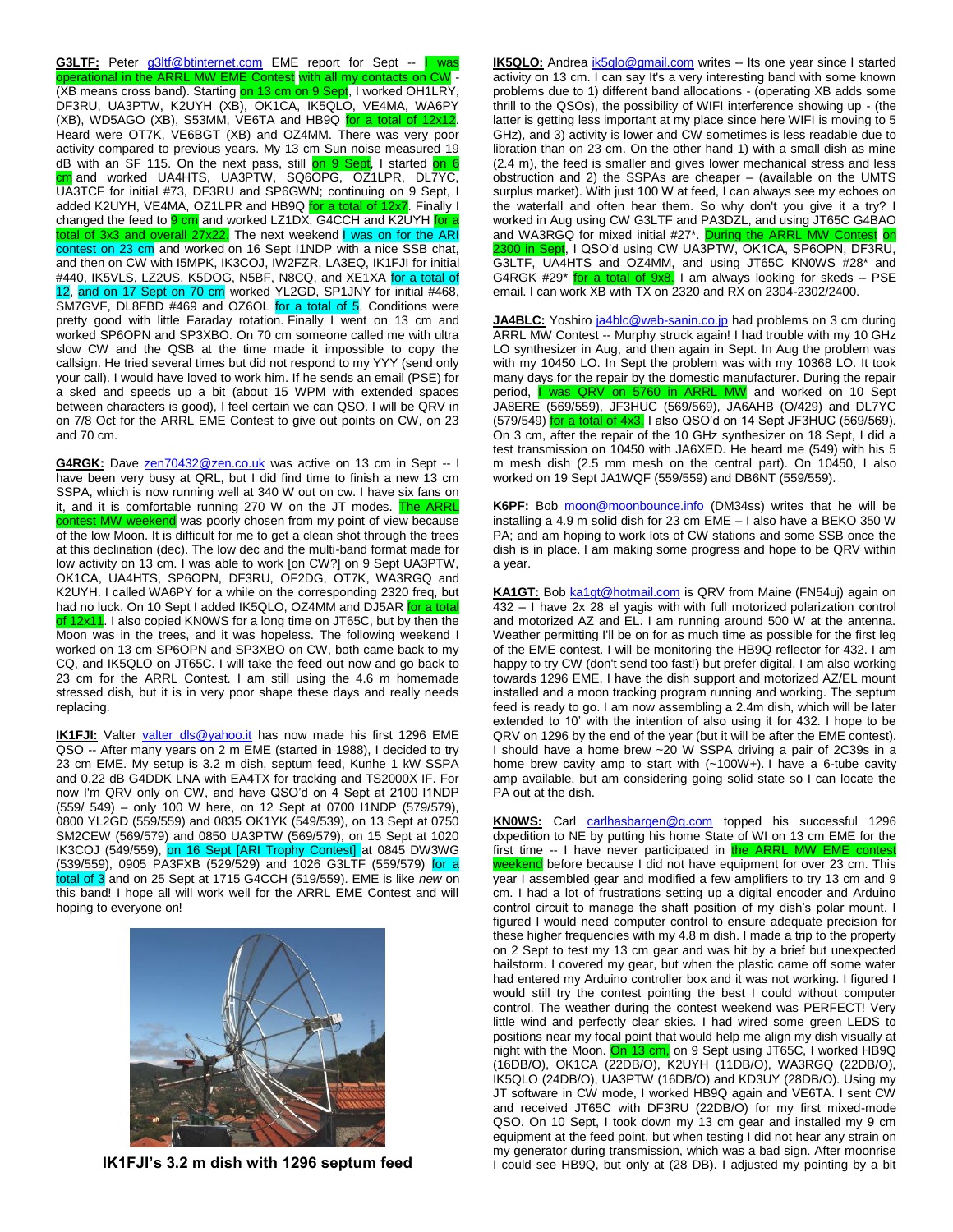**G3LTF:** Peter g3ltf@btinternet.com EME report for Sept -- I was operational in the ARRL MW EME Contest with all my contacts on CW - (XB means cross band). Starting on 13 cm on 9 Sept, I worked OH1LRY, DF3RU, UA3PTW, K2UYH (XB), OK1CA, IK5QLO, VE4MA, WA6PY (XB), WD5AGO (XB), S53MM, VE6TA and HB9Q for a total of 12x12. Heard were OT7K, VE6BGT (XB) and OZ4MM. There was very poor activity compared to previous years. My 13 cm Sun noise measured 19 dB with an SF 115. On the next pass, still on 9 Sept, I started on 6 cm and worked UA4HTS, UA3PTW, SQ6OPG, OZ1LPR, DL7YC, UA3TCF for initial #73, DF3RU and SP6GWN; continuing on 9 Sept, I added K2UYH, VE4MA, OZ1LPR and HB9Q for a total of 12x7. Finally I changed the feed to 9 cm and worked LZ1DX, G4CCH and K2UYH for a total of 3x3 and overall 27x22. The next weekend I was on for the ARI contest on 23 cm and worked on 16 Sept I1NDP with a nice SSB chat, and then on CW with I5MPK, IK3COJ, IW2FZR, LA3EQ, IK1FJI for initial #440, IK5VLS, LZ2US, K5DOG, N5BF, N8CQ, and XE1XA for a total of 12, and on 17 Sept on 70 cm worked YL2GD, SP1JNY for initial #468, SM7GVF, DL8FBD #469 and OZ6OL for a total of 5. Conditions were pretty good with little Faraday rotation. Finally I went on 13 cm and worked SP6OPN and SP3XBO. On 70 cm someone called me with ultra slow CW and the QSB at the time made it impossible to copy the callsign. He tried several times but did not respond to my YYY (send only your call). I would have loved to work him. If he sends an email (PSE) for a sked and speeds up a bit (about 15 WPM with extended spaces between characters is good), I feel certain we can QSO. I will be QRV in on 7/8 Oct for the ARRL EME Contest to give out points on CW, on 23 and 70 cm.

**G4RGK:** Dave zen70432@zen.co.uk was active on 13 cm in Sept -- I have been very busy at QRL, but I did find time to finish a new 13 cm SSPA, which is now running well at 340 W out on cw. I have six fans on it, and it is comfortable running 270 W on the JT modes. The ARRL contest MW weekend was poorly chosen from my point of view because of the low Moon. It is difficult for me to get a clean shot through the trees at this declination (dec). The low dec and the multi-band format made for low activity on 13 cm. I was able to work [on CW?] on 9 Sept UA3PTW, OK1CA, UA4HTS, SP6OPN, DF3RU, OF2DG, OT7K, WA3RGQ and K2UYH. I called WA6PY for a while on the corresponding 2320 freq, but had no luck. On 10 Sept I added IK5QLO, OZ4MM and DJ5AR for a total of 12x11. I also copied KN0WS for a long time on JT65C, but by then the Moon was in the trees, and it was hopeless. The following weekend I worked on 13 cm SP6OPN and SP3XBO on CW, both came back to my CQ, and IK5QLO on JT65C. I will take the feed out now and go back to 23 cm for the ARRL Contest. I am still using the 4.6 m homemade stressed dish, but it is in very poor shape these days and really needs replacing.

**IK1FJI:** Valter valter_dls@yahoo.it has now made his first 1296 EME QSO -- After many years on 2 m EME (started in 1988), I decided to try 23 cm EME. My setup is 3.2 m dish, septum feed, Kunhe 1 kW SSPA and 0.22 dB G4DDK LNA with EA4TX for tracking and TS2000X IF. For now I'm QRV only on CW, and have QSO'd on 4 Sept at 2100 I1NDP (559/ 549) – only 100 W here, on 12 Sept at 0700 I1NDP (579/579), 0800 YL2GD (559/559) and 0835 OK1YK (549/539), on 13 Sept at 0750 SM2CEW (569/579) and 0850 UA3PTW (569/579), on 15 Sept at 1020 IK3COJ (549/559), on 16 Sept [ARI Trophy Contest] at 0845 DW3WG (539/559), 0905 PA3FXB (529/529) and 1026 G3LTF (559/579) for a total of 3 and on 25 Sept at 1715 G4CCH (519/559). EME is like *new* on this band! I hope all will work well for the ARRL EME Contest and will hoping to everyone on!

**IK1FJI's 3.2 m dish with 1296 septum feed**

**IK5QLO:** Andrea ik5qlo@gmail.com writes -- Its one year since I started activity on 13 cm. I can say It's a very interesting band with some known problems due to 1) different band allocations - (operating XB adds some thrill to the QSOs), the possibility of WIFI interference showing up - (the latter is getting less important at my place since here WIFI is moving to 5 GHz), and 3) activity is lower and CW sometimes is less readable due to libration than on 23 cm. On the other hand 1) with a small dish as mine (2.4 m), the feed is smaller and gives lower mechanical stress and less obstruction and 2) the SSPAs are cheaper – (available on the UMTS surplus market). With just 100 W at feed, I can always see my echoes on the waterfall and often hear them. So why don't you give it a try? I worked in Aug using CW G3LTF and PA3DZL, and using JT65C G4BAO and WA3RGQ for mixed initial #27*. During the ARRL MW Contest on 2300 in Sept, I QSO'd using CW UA3PTW, OK1CA, SP6OPN, DF3RU, G3LTF, UA4HTS and OZ4MM, and using JT65C KN0WS #28* and G4RGK #29* for a total of 9x8. I am always looking for skeds – PSE email. I can work XB with TX on 2320 and RX on 2304-2302/2400.

**JA4BLC:** Yoshiro ja4blc@web-sanin.co.jp had problems on 3 cm during ARRL MW Contest -- Murphy struck again! I had trouble with my 10 GHz LO synthesizer in Aug, and then again in Sept. In Aug the problem was with my 10450 LO. In Sept the problem was with my 10368 LO. It took many days for the repair by the domestic manufacturer. During the repair period, I was QRV on 5760 in ARRL MW and worked on 10 Sept JA8ERE (569/559), JF3HUC (569/569), JA6AHB (O/429) and DL7YC (579/549) for a total of 4x3. I also QSO'd on 14 Sept JF3HUC (569/569). On 3 cm, after the repair of the 10 GHz synthesizer on 18 Sept, I did a test transmission on 10450 with JA6XED. He heard me (549) with his 5 m mesh dish (2.5 mm mesh on the central part). On 10450, I also worked on 19 Sept JA1WQF (559/559) and DB6NT (559/559).

**K6PF:** Bob moon@moonbounce.info (DM34ss) writes that he will be installing a 4.9 m solid dish for 23 cm EME – I also have a BEKO 350 W PA; and am hoping to work lots of CW stations and some SSB once the dish is in place. I am making some progress and hope to be QRV within a year.

**KA1GT:** Bob ka1gt@hotmail.com is QRV from Maine (FN54uj) again on 432 – I have 2x 28 el yagis with full motorized polarization control and motorized AZ and EL. I am running around 500 W at the antenna. Weather permitting I'll be on for as much time as possible for the first leg of the EME contest. I will be monitoring the HB9Q reflector for 432. I am happy to try CW (don't send too fast!) but prefer digital. I am also working towards 1296 EME. I have the dish support and motorized AZ/EL mount installed and a moon tracking program running and working. The septum feed is ready to go. I am now assembling a 2.4m dish, which will be later extended to 10' with the intention of also using it for 432. I hope to be QRV on 1296 by the end of the year (but it will be after the EME contest). I should have a home brew ~20 W SSPA driving a pair of 2C39s in a home brew cavity amp to start with (~100W+). I have a 6-tube cavity amp available, but am considering going solid state so I can locate the PA out at the dish.

**KN0WS:** Carl carlhasbargen@q.com topped his successful 1296 dxpedition to NE by putting his home State of WI on 13 cm EME for the first time -- I have never participated in the ARRL MW EME contest weekend before because I did not have equipment for over 23 cm. This year I assembled gear and modified a few amplifiers to try 13 cm and 9 cm. I had a lot of frustrations setting up a digital encoder and Arduino control circuit to manage the shaft position of my dish's polar mount. I figured I would need computer control to ensure adequate precision for these higher frequencies with my 4.8 m dish. I made a trip to the property on 2 Sept to test my 13 cm gear and was hit by a brief but unexpected hailstorm. I covered my gear, but when the plastic came off some water had entered my Arduino controller box and it was not working. I figured I would still try the contest pointing the best I could without computer control. The weather during the contest weekend was PERFECT! Very little wind and perfectly clear skies. I had wired some green LEDS to positions near my focal point that would help me align my dish visually at night with the Moon. On 13 cm, on 9 Sept using JT65C, I worked HB9Q (16DB/O), OK1CA (22DB/O), K2UYH (11DB/O), WA3RGQ (22DB/O), IK5QLO (24DB/O), UA3PTW (16DB/O) and KD3UY (28DB/O). Using my JT software in CW mode, I worked HB9Q again and VE6TA. I sent CW and received JT65C with DF3RU (22DB/O) for my first mixed-mode QSO. On 10 Sept, I took down my 13 cm gear and installed my 9 cm equipment at the feed point, but when testing I did not hear any strain on my generator during transmission, which was a bad sign. After moonrise I could see HB9Q, but only at (28 DB). I adjusted my pointing by a bit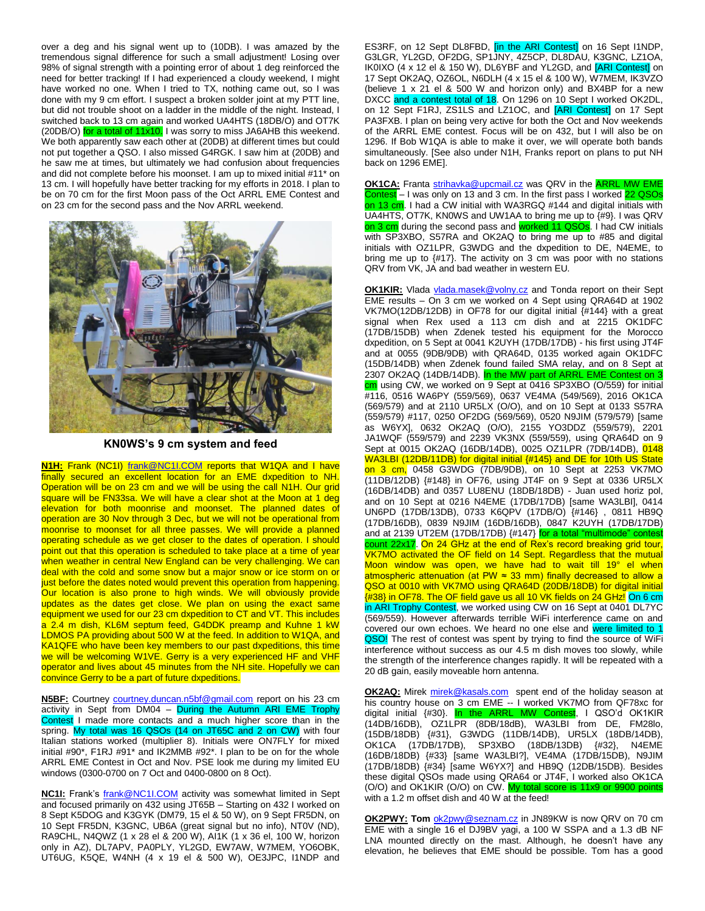over a deg and his signal went up to (10DB). I was amazed by the tremendous signal difference for such a small adjustment! Losing over 98% of signal strength with a pointing error of about 1 deg reinforced the need for better tracking! If I had experienced a cloudy weekend, I might have worked no one. When I tried to TX, nothing came out, so I was done with my 9 cm effort. I suspect a broken solder joint at my PTT line, but did not trouble shoot on a ladder in the middle of the night. Instead, I switched back to 13 cm again and worked UA4HTS (18DB/O) and OT7K (20DB/O) for a total of 11x10. I was sorry to miss JA6AHB this weekend. We both apparently saw each other at (20DB) at different times but could not put together a QSO. I also missed G4RGK. I saw him at (20DB) and he saw me at times, but ultimately we had confusion about frequencies and did not complete before his moonset. I am up to mixed initial #11* on 13 cm. I will hopefully have better tracking for my efforts in 2018. I plan to be on for 70 cm for the first Moon pass of the Oct ARRL EME Contest and on 23 cm for the second pass and the Nov ARRL weekend.

**KN0WS's 9 cm system and feed**

**N1H:** Frank (NC1I) frank@NC1I.COM reports that W1QA and I have finally secured an excellent location for an EME dxpedition to NH. Operation will be on 23 cm and we will be using the call N1H. Our grid square will be FN33sa. We will have a clear shot at the Moon at 1 deg elevation for both moonrise and moonset. The planned dates of operation are 30 Nov through 3 Dec, but we will not be operational from moonrise to moonset for all three passes. We will provide a planned operating schedule as we get closer to the dates of operation. I should point out that this operation is scheduled to take place at a time of year when weather in central New England can be very challenging. We can deal with the cold and some snow but a major snow or ice storm on or just before the dates noted would prevent this operation from happening. Our location is also prone to high winds. We will obviously provide updates as the dates get close. We plan on using the exact same equipment we used for our 23 cm dxpedition to CT and VT. This includes a 2.4 m dish, KL6M septum feed, G4DDK preamp and Kuhne 1 kW LDMOS PA providing about 500 W at the feed. In addition to W1QA, and KA1QFE who have been key members to our past dxpeditions, this time we will be welcoming W1VE. Gerry is a very experienced HF and VHF operator and lives about 45 minutes from the NH site. Hopefully we can convince Gerry to be a part of future dxpeditions.

**N5BF:** Courtney courtney.duncan.n5bf@gmail.com report on his 23 cm activity in Sept from DM04 – During the Autumn ARI EME Trophy Contest I made more contacts and a much higher score than in the spring. My total was 16 QSOs (14 on JT65C and 2 on CW) with four Italian stations worked (multiplier 8). Initials were ON7FLY for mixed initial #90*, F1RJ #91* and IK2MMB #92*. I plan to be on for the whole ARRL EME Contest in Oct and Nov. PSE look me during my limited EU windows (0300-0700 on 7 Oct and 0400-0800 on 8 Oct).

**NC1I:** Frank's frank@NC1I.COM activity was somewhat limited in Sept and focused primarily on 432 using JT65B – Starting on 432 I worked on 8 Sept K5DOG and K3GYK (DM79, 15 el & 50 W), on 9 Sept FR5DN, on 10 Sept FR5DN, K3GNC, UB6A (great signal but no info), NT0V (ND), RA9CHL, N4QWZ (1 x 28 el & 200 W), AI1K (1 x 36 el, 100 W, horizon only in AZ), DL7APV, PA0PLY, YL2GD, EW7AW, W7MEM, YO6OBK, UT6UG, K5QE, W4NH (4 x 19 el & 500 W), OE3JPC, I1NDP and ES3RF, on 12 Sept DL8FBD, [in the ARI Contest] on 16 Sept I1NDP, G3LGR, YL2GD, OF2DG, SP1JNY, 4Z5CP, DL8DAU, K3GNC, LZ1OA, IK0IXO (4 x 12 el & 150 W), DL6YBF and YL2GD, and [ARI Contest] on 17 Sept OK2AQ, OZ6OL, N6DLH (4 x 15 el & 100 W), W7MEM, IK3VZO (believe 1 x 21 el & 500 W and horizon only) and BX4BP for a new DXCC and a contest total of 18. On 1296 on 10 Sept I worked OK2DL, on 12 Sept F1RJ, ZS1LS and LZ1OC, and [ARI Contest] on 17 Sept PA3FXB. I plan on being very active for both the Oct and Nov weekends of the ARRL EME contest. Focus will be on 432, but I will also be on 1296. If Bob W1QA is able to make it over, we will operate both bands simultaneously. [See also under N1H, Franks report on plans to put NH back on 1296 EME].

**OK1CA:** Franta strihavka@upcmail.cz was QRV in the ARRL MW EME Contest – I was only on 13 and 3 cm. In the first pass I worked 22 QSOs on 13 cm. I had a CW initial with WA3RGQ #144 and digital initials with UA4HTS, OT7K, KN0WS and UW1AA to bring me up to {#9}. I was QRV on 3 cm during the second pass and worked 11 QSOs. I had CW initials with SP3XBO, S57RA and OK2AQ to bring me up to #85 and digital initials with OZ1LPR, G3WDG and the dxpedition to DE, N4EME, to bring me up to {#17}. The activity on 3 cm was poor with no stations QRV from VK, JA and bad weather in western EU.

**OK1KIR:** Vlada vlada.masek@volny.cz and Tonda report on their Sept EME results – On 3 cm we worked on 4 Sept using QRA64D at 1902 VK7MO(12DB/12DB) in OF78 for our digital initial {#144} with a great signal when Rex used a 113 cm dish and at 2215 OK1DFC (17DB/15DB) when Zdenek tested his equipment for the Morocco dxpedition, on 5 Sept at 0041 K2UYH (17DB/17DB) - his first using JT4F and at 0055 (9DB/9DB) with QRA64D, 0135 worked again OK1DFC (15DB/14DB) when Zdenek found failed SMA relay, and on 8 Sept at 2307 OK2AQ (14DB/14DB). In the MW part of ARRL EME Contest on 3 cm using CW, we worked on 9 Sept at 0416 SP3XBO (O/559) for initial #116, 0516 WA6PY (559/569), 0637 VE4MA (549/569), 2016 OK1CA (569/579) and at 2110 UR5LX (O/O), and on 10 Sept at 0133 S57RA (559/579) #117, 0250 OF2DG (569/569), 0520 N9JIM (579/579) [same as W6YX], 0632 OK2AQ (O/O), 2155 YO3DDZ (559/579), 2201 JA1WQF (559/579) and 2239 VK3NX (559/559), using QRA64D on 9 Sept at 0015 OK2AQ (16DB/14DB), 0025 OZ1LPR (7DB/14DB), 0148 WA3LBI (12DB/11DB) for digital initial {#145} and DE for 10th US State on 3 cm, 0458 G3WDG (7DB/9DB), on 10 Sept at 2253 VK7MO (11DB/12DB) {#148} in OF76, using JT4F on 9 Sept at 0336 UR5LX (16DB/14DB) and 0357 LU8ENU (18DB/18DB) - Juan used horiz pol, and on 10 Sept at 0216 N4EME (17DB/17DB) [same WA3LBI], 0414 UN6PD (17DB/13DB), 0733 K6QPV (17DB/O) {#146} , 0811 HB9Q (17DB/16DB), 0839 N9JIM (16DB/16DB), 0847 K2UYH (17DB/17DB) and at 2139 UT2EM (17DB/17DB) {#147} for a total "multimode" contest count 22x17. On 24 GHz at the end of Rex's record breaking grid tour, VK7MO activated the OF field on 14 Sept. Regardless that the mutual Moon window was open, we have had to wait till 19° el when atmospheric attenuation (at PW ≈ 33 mm) finally decreased to allow a QSO at 0010 with VK7MO using QRA64D (20DB/18DB) for digital initial {#38} in OF78. The OF field gave us all 10 VK fields on 24 GHz! On 6 cm in ARI Trophy Contest, we worked using CW on 16 Sept at 0401 DL7YC (569/559). However afterwards terrible WiFi interference came on and covered our own echoes. We heard no one else and were limited to 1 QSO! The rest of contest was spent by trying to find the source of WiFi interference without success as our 4.5 m dish moves too slowly, while the strength of the interference changes rapidly. It will be repeated with a 20 dB gain, easily moveable horn antenna.

**OK2AQ:** Mirek mirek@kasals.com spent end of the holiday season at his country house on 3 cm EME -- I worked VK7MO from QF78xc for digital initial {#30}. In the ARRL MW Contest, I QSO'd OK1KIR (14DB/16DB), OZ1LPR (8DB/18dB), WA3LBI from DE, FM28lo, (15DB/18DB) {#31}, G3WDG (11DB/14DB), UR5LX (18DB/14DB), OK1CA (17DB/17DB), SP3XBO (18DB/13DB) {#32}, N4EME (16DB/18DB) {#33} [same WA3LBI?], VE4MA (17DB/15DB), N9JIM (17DB/18DB) {#34} [same W6YX?] and HB9Q (12DB/15DB). Besides these digital QSOs made using QRA64 or JT4F, I worked also OK1CA (O/O) and OK1KIR (O/O) on CW. My total score is 11x9 or 9900 points with a 1.2 m offset dish and 40 W at the feed!

**OK2PWY: Tom** ok2pwy@seznam.cz in JN89KW is now QRV on 70 cm EME with a single 16 el DJ9BV yagi, a 100 W SSPA and a 1.3 dB NF LNA mounted directly on the mast. Although, he doesn't have any elevation, he believes that EME should be possible. Tom has a good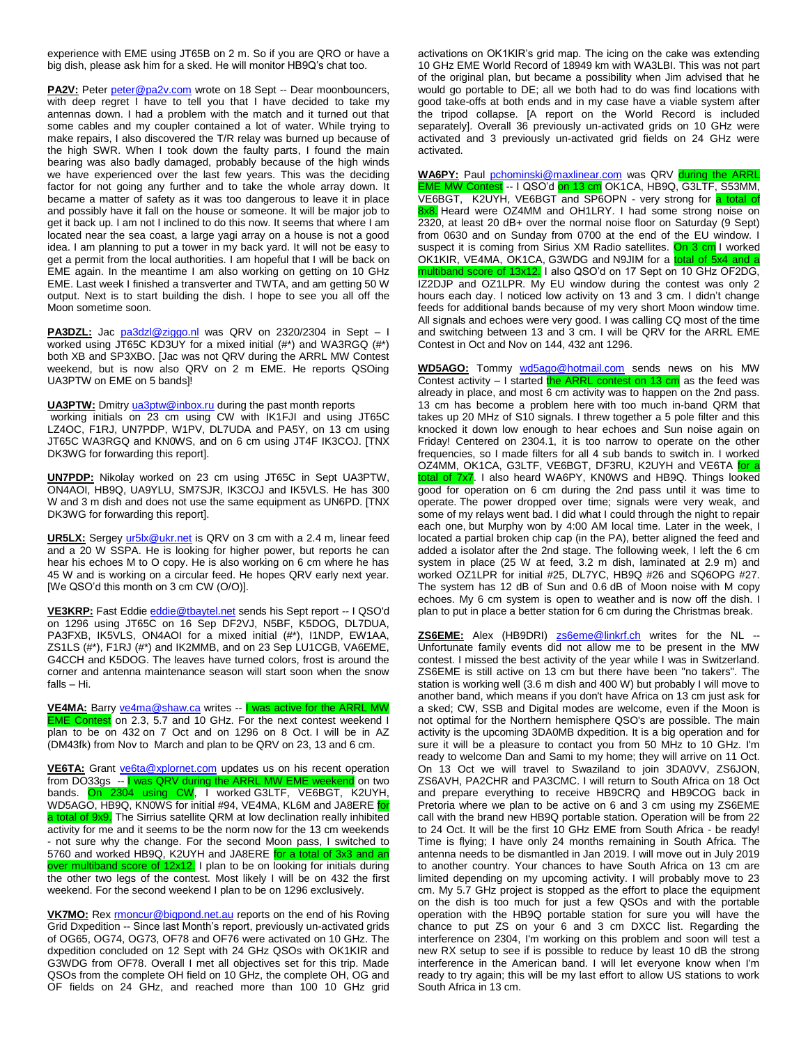experience with EME using JT65B on 2 m. So if you are QRO or have a big dish, please ask him for a sked. He will monitor HB9Q's chat too.

**PA2V:** Peter peter@pa2v.com wrote on 18 Sept -- Dear moonbouncers, with deep regret I have to tell you that I have decided to take my antennas down. I had a problem with the match and it turned out that some cables and my coupler contained a lot of water. While trying to make repairs, I also discovered the T/R relay was burned up because of the high SWR. When I took down the faulty parts, I found the main bearing was also badly damaged, probably because of the high winds we have experienced over the last few years. This was the deciding factor for not going any further and to take the whole array down. It became a matter of safety as it was too dangerous to leave it in place and possibly have it fall on the house or someone. It will be major job to get it back up. I am not I inclined to do this now. It seems that where I am located near the sea coast, a large yagi array on a house is not a good idea. I am planning to put a tower in my back yard. It will not be easy to get a permit from the local authorities. I am hopeful that I will be back on EME again. In the meantime I am also working on getting on 10 GHz EME. Last week I finished a transverter and TWTA, and am getting 50 W output. Next is to start building the dish. I hope to see you all off the Moon sometime soon.

**PA3DZL:** Jac pa3dzl@ziggo.nl was QRV on 2320/2304 in Sept – I worked using JT65C KD3UY for a mixed initial (#*) and WA3RGQ (#*) both XB and SP3XBO. [Jac was not QRV during the ARRL MW Contest weekend, but is now also QRV on 2 m EME. He reports QSOing UA3PTW on EME on 5 bands]!

**UA3PTW:** Dmitry ua3ptw@inbox.ru during the past month reports working initials on 23 cm using CW with IK1FJI and using JT65C LZ4OC, F1RJ, UN7PDP, W1PV, DL7UDA and PA5Y, on 13 cm using JT65C WA3RGQ and KN0WS, and on 6 cm using JT4F IK3COJ. [TNX DK3WG for forwarding this report].

**UN7PDP:** Nikolay worked on 23 cm using JT65C in Sept UA3PTW, ON4AOI, HB9Q, UA9YLU, SM7SJR, IK3COJ and IK5VLS. He has 300 W and 3 m dish and does not use the same equipment as UN6PD. [TNX DK3WG for forwarding this report].

**UR5LX:** Sergey ur5lx@ukr.net is QRV on 3 cm with a 2.4 m, linear feed and a 20 W SSPA. He is looking for higher power, but reports he can hear his echoes M to O copy. He is also working on 6 cm where he has 45 W and is working on a circular feed. He hopes QRV early next year. [We QSO'd this month on 3 cm CW (O/O)].

**VE3KRP:** Fast Eddie eddie@tbaytel.net sends his Sept report -- I QSO'd on 1296 using JT65C on 16 Sep DF2VJ, N5BF, K5DOG, DL7DUA, PA3FXB, IK5VLS, ON4AOI for a mixed initial (#*), I1NDP, EW1AA, ZS1LS (#*), F1RJ (#*) and IK2MMB, and on 23 Sep LU1CGB, VA6EME, G4CCH and K5DOG. The leaves have turned colors, frost is around the corner and antenna maintenance season will start soon when the snow falls – Hi.

**VE4MA:** Barry ve4ma@shaw.ca writes -- I was active for the ARRL MW EME Contest on 2.3, 5.7 and 10 GHz. For the next contest weekend I plan to be on 432 on 7 Oct and on 1296 on 8 Oct. I will be in AZ (DM43fk) from Nov to March and plan to be QRV on 23, 13 and 6 cm.

**VE6TA:** Grant ve6ta@xplornet.com updates us on his recent operation from DO33gs -- I was QRV during the ARRL MW EME weekend on two bands. On 2304 using CW, I worked G3LTF, VE6BGT, K2UYH, WD5AGO, HB9Q, KN0WS for initial #94, VE4MA, KL6M and JA8ERE for a total of 9x9. The Sirrius satellite QRM at low declination really inhibited activity for me and it seems to be the norm now for the 13 cm weekends - not sure why the change. For the second Moon pass, I switched to 5760 and worked HB9Q, K2UYH and JA8ERE for a total of 3x3 and an over multiband score of 12x12. I plan to be on looking for initials during the other two legs of the contest. Most likely I will be on 432 the first weekend. For the second weekend I plan to be on 1296 exclusively.

**VK7MO:** Rex rmoncur@bigpond.net.au reports on the end of his Roving Grid Dxpedition -- Since last Month's report, previously un-activated grids of OG65, OG74, OG73, OF78 and OF76 were activated on 10 GHz. The dxpedition concluded on 12 Sept with 24 GHz QSOs with OK1KIR and G3WDG from OF78. Overall I met all objectives set for this trip. Made QSOs from the complete OH field on 10 GHz, the complete OH, OG and OF fields on 24 GHz, and reached more than 100 10 GHz grid activations on OK1KIR's grid map. The icing on the cake was extending 10 GHz EME World Record of 18949 km with WA3LBI. This was not part of the original plan, but became a possibility when Jim advised that he would go portable to DE; all we both had to do was find locations with good take-offs at both ends and in my case have a viable system after the tripod collapse. [A report on the World Record is included separately]. Overall 36 previously un-activated grids on 10 GHz were activated and 3 previously un-activated grid fields on 24 GHz were activated.

**WA6PY:** Paul pchominski@maxlinear.com was QRV during the ARRL EME MW Contest -- I QSO'd on 13 cm OK1CA, HB9Q, G3LTF, S53MM, VE6BGT, K2UYH, VE6BGT and SP6OPN - very strong for a total of 8x8. Heard were OZ4MM and OH1LRY. I had some strong noise on 2320, at least 20 dB+ over the normal noise floor on Saturday (9 Sept) from 0630 and on Sunday from 0700 at the end of the EU window. I suspect it is coming from Sirius XM Radio satellites. On 3 cm I worked OK1KIR, VE4MA, OK1CA, G3WDG and N9JIM for a total of 5x4 and a multiband score of 13x12. I also QSO'd on 17 Sept on 10 GHz OF2DG, IZ2DJP and OZ1LPR. My EU window during the contest was only 2 hours each day. I noticed low activity on 13 and 3 cm. I didn't change feeds for additional bands because of my very short Moon window time. All signals and echoes were very good. I was calling CQ most of the time and switching between 13 and 3 cm. I will be QRV for the ARRL EME Contest in Oct and Nov on 144, 432 ant 1296.

**WD5AGO:** Tommy wd5ago@hotmail.com sends news on his MW Contest activity – I started the ARRL contest on 13 cm as the feed was already in place, and most 6 cm activity was to happen on the 2nd pass. 13 cm has become a problem here with too much in-band QRM that takes up 20 MHz of S10 signals. I threw together a 5 pole filter and this knocked it down low enough to hear echoes and Sun noise again on Friday! Centered on 2304.1, it is too narrow to operate on the other frequencies, so I made filters for all 4 sub bands to switch in. I worked OZ4MM, OK1CA, G3LTF, VE6BGT, DF3RU, K2UYH and VE6TA for a total of 7x7. I also heard WA6PY, KN0WS and HB9Q. Things looked good for operation on 6 cm during the 2nd pass until it was time to operate. The power dropped over time; signals were very weak, and some of my relays went bad. I did what I could through the night to repair each one, but Murphy won by 4:00 AM local time. Later in the week, I located a partial broken chip cap (in the PA), better aligned the feed and added a isolator after the 2nd stage. The following week, I left the 6 cm system in place (25 W at feed, 3.2 m dish, laminated at 2.9 m) and worked OZ1LPR for initial #25, DL7YC, HB9Q #26 and SQ6OPG #27. The system has 12 dB of Sun and 0.6 dB of Moon noise with M copy echoes. My 6 cm system is open to weather and is now off the dish. I plan to put in place a better station for 6 cm during the Christmas break.

**ZS6EME:** Alex (HB9DRI) zs6eme@linkrf.ch writes for the NL -- Unfortunate family events did not allow me to be present in the MW contest. I missed the best activity of the year while I was in Switzerland. ZS6EME is still active on 13 cm but there have been "no takers". The station is working well (3.6 m dish and 400 W) but probably I will move to another band, which means if you don't have Africa on 13 cm just ask for a sked; CW, SSB and Digital modes are welcome, even if the Moon is not optimal for the Northern hemisphere QSO's are possible. The main activity is the upcoming 3DA0MB dxpedition. It is a big operation and for sure it will be a pleasure to contact you from 50 MHz to 10 GHz. I'm ready to welcome Dan and Sami to my home; they will arrive on 11 Oct. On 13 Oct we will travel to Swaziland to join 3DA0VV, ZS6JON, ZS6AVH, PA2CHR and PA3CMC. I will return to South Africa on 18 Oct and prepare everything to receive HB9CRQ and HB9COG back in Pretoria where we plan to be active on 6 and 3 cm using my ZS6EME call with the brand new HB9Q portable station. Operation will be from 22 to 24 Oct. It will be the first 10 GHz EME from South Africa - be ready! Time is flying; I have only 24 months remaining in South Africa. The antenna needs to be dismantled in Jan 2019. I will move out in July 2019 to another country. Your chances to have South Africa on 13 cm are limited depending on my upcoming activity. I will probably move to 23 cm. My 5.7 GHz project is stopped as the effort to place the equipment on the dish is too much for just a few QSOs and with the portable operation with the HB9Q portable station for sure you will have the chance to put ZS on your 6 and 3 cm DXCC list. Regarding the interference on 2304, I'm working on this problem and soon will test a new RX setup to see if is possible to reduce by least 10 dB the strong interference in the American band. I will let everyone know when I'm ready to try again; this will be my last effort to allow US stations to work South Africa in 13 cm.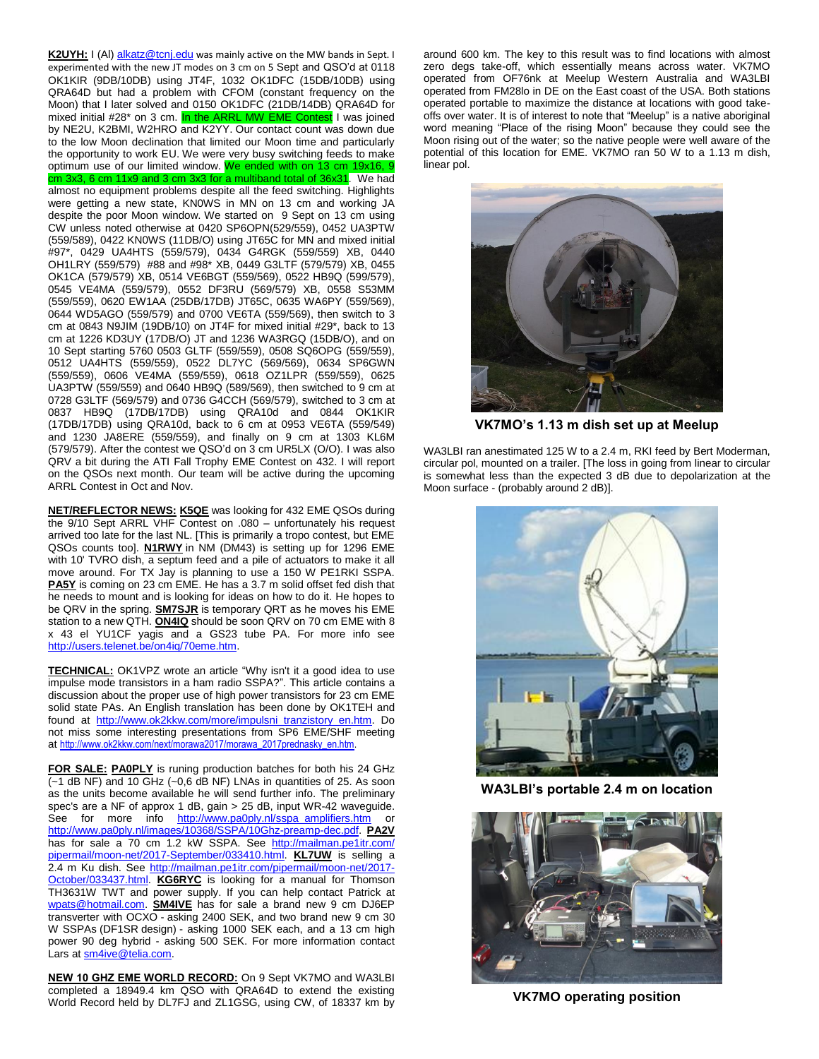**K2UYH:** I (Al) alkatz@tcnj.edu was mainly active on the MW bands in Sept. I experimented with the new JT modes on 3 cm on 5 Sept and QSO'd at 0118 OK1KIR (9DB/10DB) using JT4F, 1032 OK1DFC (15DB/10DB) using QRA64D but had a problem with CFOM (constant frequency on the Moon) that I later solved and 0150 OK1DFC (21DB/14DB) QRA64D for mixed initial #28* on 3 cm. In the ARRL MW EME Contest I was joined by NE2U, K2BMI, W2HRO and K2YY. Our contact count was down due to the low Moon declination that limited our Moon time and particularly the opportunity to work EU. We were very busy switching feeds to make optimum use of our limited window. We ended with on 13 cm 19x16, 9 cm 3x3, 6 cm 11x9 and 3 cm 3x3 for a multiband total of 36x31. We had almost no equipment problems despite all the feed switching. Highlights were getting a new state, KN0WS in MN on 13 cm and working JA despite the poor Moon window. We started on 9 Sept on 13 cm using CW unless noted otherwise at 0420 SP6OPN(529/559), 0452 UA3PTW (559/589), 0422 KN0WS (11DB/O) using JT65C for MN and mixed initial #97*, 0429 UA4HTS (559/579), 0434 G4RGK (559/559) XB, 0440 OH1LRY (559/579) #88 and #98* XB, 0449 G3LTF (579/579) XB, 0455 OK1CA (579/579) XB, 0514 VE6BGT (559/569), 0522 HB9Q (599/579), 0545 VE4MA (559/579), 0552 DF3RU (569/579) XB, 0558 S53MM (559/559), 0620 EW1AA (25DB/17DB) JT65C, 0635 WA6PY (559/569), 0644 WD5AGO (559/579) and 0700 VE6TA (559/569), then switch to 3 cm at 0843 N9JIM (19DB/10) on JT4F for mixed initial #29*, back to 13 cm at 1226 KD3UY (17DB/O) JT and 1236 WA3RGQ (15DB/O), and on 10 Sept starting 5760 0503 GLTF (559/559), 0508 SQ6OPG (559/559), 0512 UA4HTS (559/559), 0522 DL7YC (569/569), 0634 SP6GWN (559/559), 0606 VE4MA (559/559), 0618 OZ1LPR (559/559), 0625 UA3PTW (559/559) and 0640 HB9Q (589/569), then switched to 9 cm at 0728 G3LTF (569/579) and 0736 G4CCH (569/579), switched to 3 cm at 0837 HB9Q (17DB/17DB) using QRA10d and 0844 OK1KIR (17DB/17DB) using QRA10d, back to 6 cm at 0953 VE6TA (559/549) and 1230 JA8ERE (559/559), and finally on 9 cm at 1303 KL6M (579/579). After the contest we QSO'd on 3 cm UR5LX (O/O). I was also QRV a bit during the ATI Fall Trophy EME Contest on 432. I will report on the QSOs next month. Our team will be active during the upcoming ARRL Contest in Oct and Nov.

**NET/REFLECTOR NEWS:** **K5QE** was looking for 432 EME QSOs during the 9/10 Sept ARRL VHF Contest on .080 – unfortunately his request arrived too late for the last NL. [This is primarily a tropo contest, but EME QSOs counts too]. **N1RWY** in NM (DM43) is setting up for 1296 EME with 10' TVRO dish, a septum feed and a pile of actuators to make it all move around. For TX Jay is planning to use a 150 W PE1RKI SSPA. **PA5Y** is coming on 23 cm EME. He has a 3.7 m solid offset fed dish that he needs to mount and is looking for ideas on how to do it. He hopes to be QRV in the spring. **SM7SJR** is temporary QRT as he moves his EME station to a new QTH. **ON4IQ** should be soon QRV on 70 cm EME with 8 x 43 el YU1CF yagis and a GS23 tube PA. For more info see http://users.telenet.be/on4iq/70eme.htm.

**TECHNICAL:** OK1VPZ wrote an article "Why isn't it a good idea to use impulse mode transistors in a ham radio SSPA?". This article contains a discussion about the proper use of high power transistors for 23 cm EME solid state PAs. An English translation has been done by OK1TEH and found at http://www.ok2kkw.com/more/impulsni_tranzistory_en.htm. Do not miss some interesting presentations from SP6 EME/SHF meeting at http://www.ok2kkw.com/next/morawa2017/morawa_2017prednasky_en.htm.

**FOR SALE:** **PA0PLY** is runing production batches for both his 24 GHz (~1 dB NF) and 10 GHz (~0,6 dB NF) LNAs in quantities of 25. As soon as the units become available he will send further info. The preliminary spec's are a NF of approx 1 dB, gain > 25 dB, input WR-42 waveguide. See for more info http://www.pa0ply.nl/sspa_amplifiers.htm or http://www.pa0ply.nl/images/10368/SSPA/10Ghz-preamp-dec.pdf. **PA2V** has for sale a 70 cm 1.2 kW SSPA. See http://mailman.pe1itr.com/pipermail/moon-net/2017-September/033410.html. **KL7UW** is selling a 2.4 m Ku dish. See http://mailman.pe1itr.com/pipermail/moon-net/2017-October/033437.html. **KG6RYC** is looking for a manual for Thomson TH3631W TWT and power supply. If you can help contact Patrick at wpats@hotmail.com. **SM4IVE** has for sale a brand new 9 cm DJ6EP transverter with OCXO - asking 2400 SEK, and two brand new 9 cm 30 W SSPAs (DF1SR design) - asking 1000 SEK each, and a 13 cm high power 90 deg hybrid - asking 500 SEK. For more information contact Lars at sm4ive@telia.com.

**NEW 10 GHZ EME WORLD RECORD:** On 9 Sept VK7MO and WA3LBI completed a 18949.4 km QSO with QRA64D to exceed the existing World Record held by DL7FJ and ZL1GSG, using CW, of 18337 km by around 600 km. The key to this result was to find locations with almost zero degs take-off, which essentially means across water. VK7MO operated from OF76nk at Meelup Western Australia and WA3LBI operated from FM28lo in DE on the East coast of the USA. Both stations operated portable to maximize the distance at locations with good take-offs over water. It is of interest to note that "Meelup" is a native aboriginal word meaning "Place of the rising Moon" because they could see the Moon rising out of the water; so the native people were well aware of the potential of this location for EME. VK7MO ran 50 W to a 1.13 m dish, linear pol.

**VK7MO's 1.13 m dish set up at Meelup**

WA3LBI ran anestimated 125 W to a 2.4 m, RKI feed by Bert Moderman, circular pol, mounted on a trailer. [The loss in going from linear to circular is somewhat less than the expected 3 dB due to depolarization at the Moon surface - (probably around 2 dB)].

**WA3LBI's portable 2.4 m on location**

**VK7MO operating position**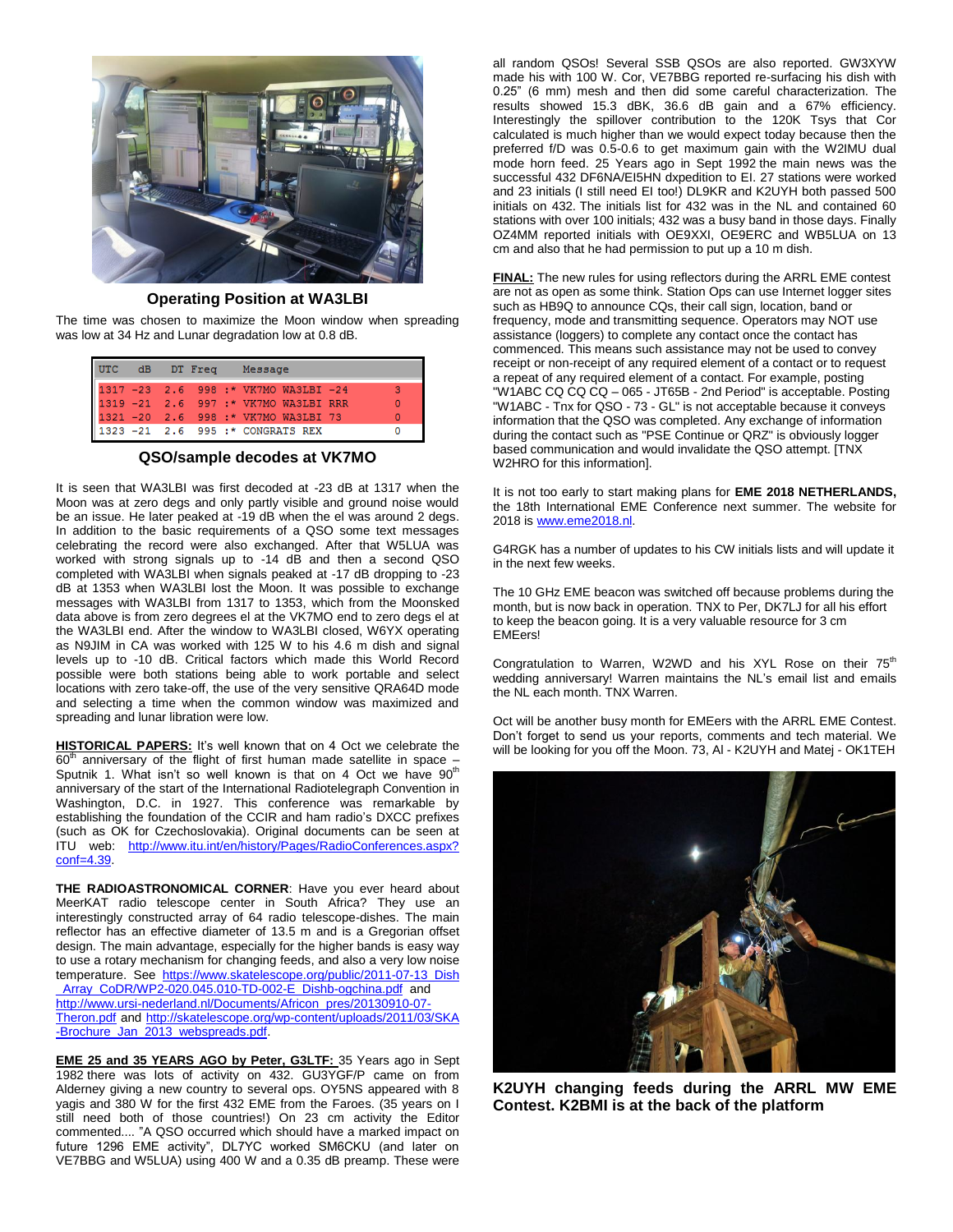**Operating Position at WA3LBI**

The time was chosen to maximize the Moon window when spreading was low at 34 Hz and Lunar degradation low at 0.8 dB.

| UTC | dB | DT | Freq | Message | |
|---|---|---|---|---|---|
| 1317 | -23 | 2.6 | 998 | :* VK7MO WA3LBI -24 | 3 |
| 1319 | -21 | 2.6 | 997 | :* VK7MO WA3LBI RRR | 0 |
| 1321 | -20 | 2.6 | 998 | :* VK7MO WA3LBI 73 | 0 |
| 1323 | -21 | 2.6 | 995 | :* CONGRATS REX | 0 |

**QSO/sample decodes at VK7MO**

It is seen that WA3LBI was first decoded at -23 dB at 1317 when the Moon was at zero degs and only partly visible and ground noise would be an issue. He later peaked at -19 dB when the el was around 2 degs. In addition to the basic requirements of a QSO some text messages celebrating the record were also exchanged. After that W5LUA was worked with strong signals up to -14 dB and then a second QSO completed with WA3LBI when signals peaked at -17 dB dropping to -23 dB at 1353 when WA3LBI lost the Moon. It was possible to exchange messages with WA3LBI from 1317 to 1353, which from the Moonsked data above is from zero degrees el at the VK7MO end to zero degs el at the WA3LBI end. After the window to WA3LBI closed, W6YX operating as N9JIM in CA was worked with 125 W to his 4.6 m dish and signal levels up to -10 dB. Critical factors which made this World Record possible were both stations being able to work portable and select locations with zero take-off, the use of the very sensitive QRA64D mode and selecting a time when the common window was maximized and spreading and lunar libration were low.

**HISTORICAL PAPERS:** It's well known that on 4 Oct we celebrate the 60th anniversary of the flight of first human made satellite in space – Sputnik 1. What isn't so well known is that on 4 Oct we have 90th anniversary of the start of the International Radiotelegraph Convention in Washington, D.C. in 1927. This conference was remarkable by establishing the foundation of the CCIR and ham radio's DXCC prefixes (such as OK for Czechoslovakia). Original documents can be seen at ITU web: http://www.itu.int/en/history/Pages/RadioConferences.aspx?conf=4.39.

**THE RADIOASTRONOMICAL CORNER**: Have you ever heard about MeerKAT radio telescope center in South Africa? They use an interestingly constructed array of 64 radio telescope-dishes. The main reflector has an effective diameter of 13.5 m and is a Gregorian offset design. The main advantage, especially for the higher bands is easy way to use a rotary mechanism for changing feeds, and also a very low noise temperature. See https://www.skatelescope.org/public/2011-07-13_Dish_Array_CoDR/WP2-020.045.010-TD-002-E_Dishb-ogchina.pdf and http://www.ursi-nederland.nl/Documents/Africon_pres/20130910-07-Theron.pdf and http://skatelescope.org/wp-content/uploads/2011/03/SKA-Brochure_Jan_2013_webspreads.pdf.

**EME 25 and 35 YEARS AGO by Peter, G3LTF:** 35 Years ago in Sept 1982 there was lots of activity on 432. GU3YGF/P came on from Alderney giving a new country to several ops. OY5NS appeared with 8 yagis and 380 W for the first 432 EME from the Faroes. (35 years on I still need both of those countries!) On 23 cm activity the Editor commented.... "A QSO occurred which should have a marked impact on future 1296 EME activity", DL7YC worked SM6CKU (and later on VE7BBG and W5LUA) using 400 W and a 0.35 dB preamp. These were all random QSOs! Several SSB QSOs are also reported. GW3XYW made his with 100 W. Cor, VE7BBG reported re-surfacing his dish with 0.25" (6 mm) mesh and then did some careful characterization. The results showed 15.3 dBK, 36.6 dB gain and a 67% efficiency. Interestingly the spillover contribution to the 120K Tsys that Cor calculated is much higher than we would expect today because then the preferred f/D was 0.5-0.6 to get maximum gain with the W2IMU dual mode horn feed. 25 Years ago in Sept 1992 the main news was the successful 432 DF6NA/EI5HN dxpedition to EI. 27 stations were worked and 23 initials (I still need EI too!) DL9KR and K2UYH both passed 500 initials on 432. The initials list for 432 was in the NL and contained 60 stations with over 100 initials; 432 was a busy band in those days. Finally OZ4MM reported initials with OE9XXI, OE9ERC and WB5LUA on 13 cm and also that he had permission to put up a 10 m dish.

**FINAL:** The new rules for using reflectors during the ARRL EME contest are not as open as some think. Station Ops can use Internet logger sites such as HB9Q to announce CQs, their call sign, location, band or frequency, mode and transmitting sequence. Operators may NOT use assistance (loggers) to complete any contact once the contact has commenced. This means such assistance may not be used to convey receipt or non-receipt of any required element of a contact or to request a repeat of any required element of a contact. For example, posting "W1ABC CQ CQ CQ – 065 - JT65B - 2nd Period" is acceptable. Posting "W1ABC - Tnx for QSO - 73 - GL" is not acceptable because it conveys information that the QSO was completed. Any exchange of information during the contact such as "PSE Continue or QRZ" is obviously logger based communication and would invalidate the QSO attempt. [TNX W2HRO for this information].

It is not too early to start making plans for **EME 2018 NETHERLANDS,** the 18th International EME Conference next summer. The website for 2018 is www.eme2018.nl.

G4RGK has a number of updates to his CW initials lists and will update it in the next few weeks.

The 10 GHz EME beacon was switched off because problems during the month, but is now back in operation. TNX to Per, DK7LJ for all his effort to keep the beacon going. It is a very valuable resource for 3 cm EMEers!

Congratulation to Warren, W2WD and his XYL Rose on their 75th wedding anniversary! Warren maintains the NL's email list and emails the NL each month. TNX Warren.

Oct will be another busy month for EMEers with the ARRL EME Contest. Don't forget to send us your reports, comments and tech material. We will be looking for you off the Moon. 73, Al - K2UYH and Matej - OK1TEH

**K2UYH changing feeds during the ARRL MW EME Contest. K2BMI is at the back of the platform**